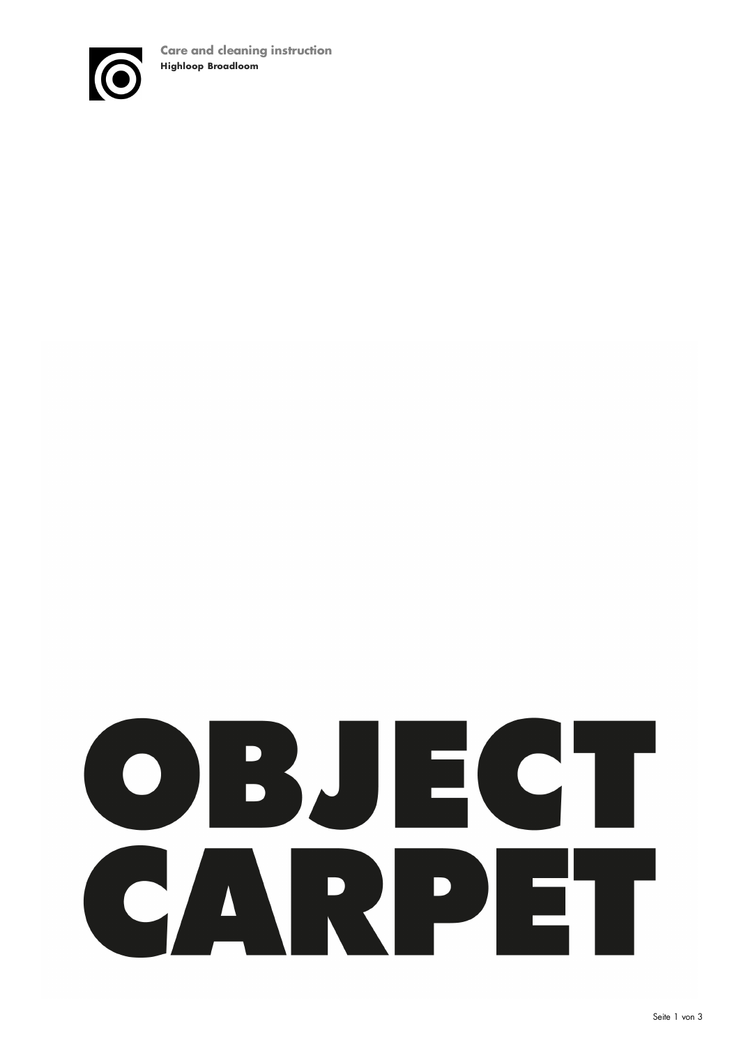**Care and cleaning instruction**
**Highloop Broadloom**

# OBJECT CARPET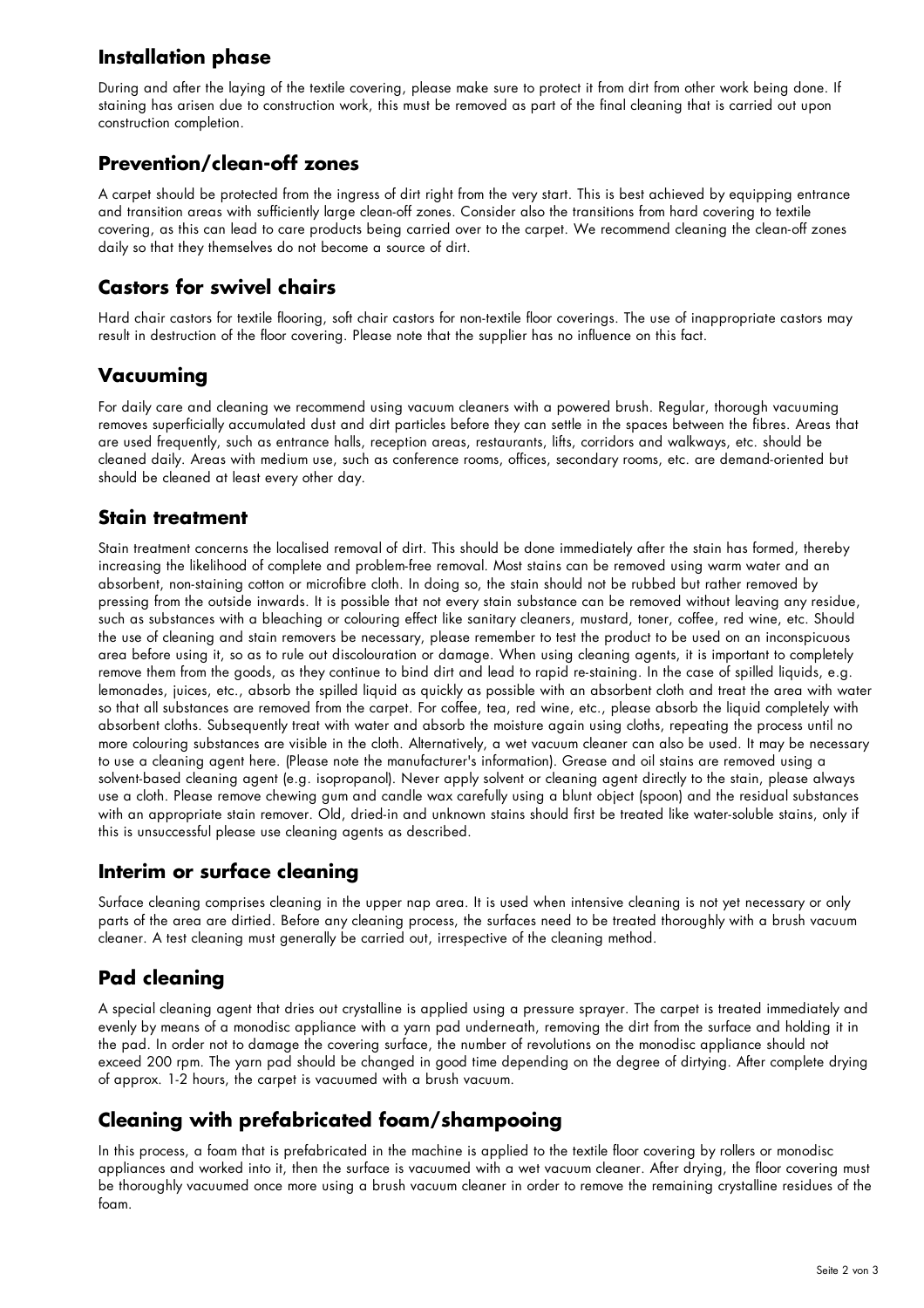## Installation phase

During and after the laying of the textile covering, please make sure to protect it from dirt from other work being done. If staining has arisen due to construction work, this must be removed as part of the final cleaning that is carried out upon construction completion.

## Prevention/clean-off zones

A carpet should be protected from the ingress of dirt right from the very start. This is best achieved by equipping entrance and transition areas with sufficiently large clean-off zones. Consider also the transitions from hard covering to textile covering, as this can lead to care products being carried over to the carpet. We recommend cleaning the clean-off zones daily so that they themselves do not become a source of dirt.

## Castors for swivel chairs

Hard chair castors for textile flooring, soft chair castors for non-textile floor coverings. The use of inappropriate castors may result in destruction of the floor covering. Please note that the supplier has no influence on this fact.

## Vacuuming

For daily care and cleaning we recommend using vacuum cleaners with a powered brush. Regular, thorough vacuuming removes superficially accumulated dust and dirt particles before they can settle in the spaces between the fibres. Areas that are used frequently, such as entrance halls, reception areas, restaurants, lifts, corridors and walkways, etc. should be cleaned daily. Areas with medium use, such as conference rooms, offices, secondary rooms, etc. are demand-oriented but should be cleaned at least every other day.

## Stain treatment

Stain treatment concerns the localised removal of dirt. This should be done immediately after the stain has formed, thereby increasing the likelihood of complete and problem-free removal. Most stains can be removed using warm water and an absorbent, non-staining cotton or microfibre cloth. In doing so, the stain should not be rubbed but rather removed by pressing from the outside inwards. It is possible that not every stain substance can be removed without leaving any residue, such as substances with a bleaching or colouring effect like sanitary cleaners, mustard, toner, coffee, red wine, etc. Should the use of cleaning and stain removers be necessary, please remember to test the product to be used on an inconspicuous area before using it, so as to rule out discolouration or damage. When using cleaning agents, it is important to completely remove them from the goods, as they continue to bind dirt and lead to rapid re-staining. In the case of spilled liquids, e.g. lemonades, juices, etc., absorb the spilled liquid as quickly as possible with an absorbent cloth and treat the area with water so that all substances are removed from the carpet. For coffee, tea, red wine, etc., please absorb the liquid completely with absorbent cloths. Subsequently treat with water and absorb the moisture again using cloths, repeating the process until no more colouring substances are visible in the cloth. Alternatively, a wet vacuum cleaner can also be used. It may be necessary to use a cleaning agent here. (Please note the manufacturer's information). Grease and oil stains are removed using a solvent-based cleaning agent (e.g. isopropanol). Never apply solvent or cleaning agent directly to the stain, please always use a cloth. Please remove chewing gum and candle wax carefully using a blunt object (spoon) and the residual substances with an appropriate stain remover. Old, dried-in and unknown stains should first be treated like water-soluble stains, only if this is unsuccessful please use cleaning agents as described.

## Interim or surface cleaning

Surface cleaning comprises cleaning in the upper nap area. It is used when intensive cleaning is not yet necessary or only parts of the area are dirtied. Before any cleaning process, the surfaces need to be treated thoroughly with a brush vacuum cleaner. A test cleaning must generally be carried out, irrespective of the cleaning method.

## Pad cleaning

A special cleaning agent that dries out crystalline is applied using a pressure sprayer. The carpet is treated immediately and evenly by means of a monodisc appliance with a yarn pad underneath, removing the dirt from the surface and holding it in the pad. In order not to damage the covering surface, the number of revolutions on the monodisc appliance should not exceed 200 rpm. The yarn pad should be changed in good time depending on the degree of dirtying. After complete drying of approx. 1-2 hours, the carpet is vacuumed with a brush vacuum.

## Cleaning with prefabricated foam/shampooing

In this process, a foam that is prefabricated in the machine is applied to the textile floor covering by rollers or monodisc appliances and worked into it, then the surface is vacuumed with a wet vacuum cleaner. After drying, the floor covering must be thoroughly vacuumed once more using a brush vacuum cleaner in order to remove the remaining crystalline residues of the foam.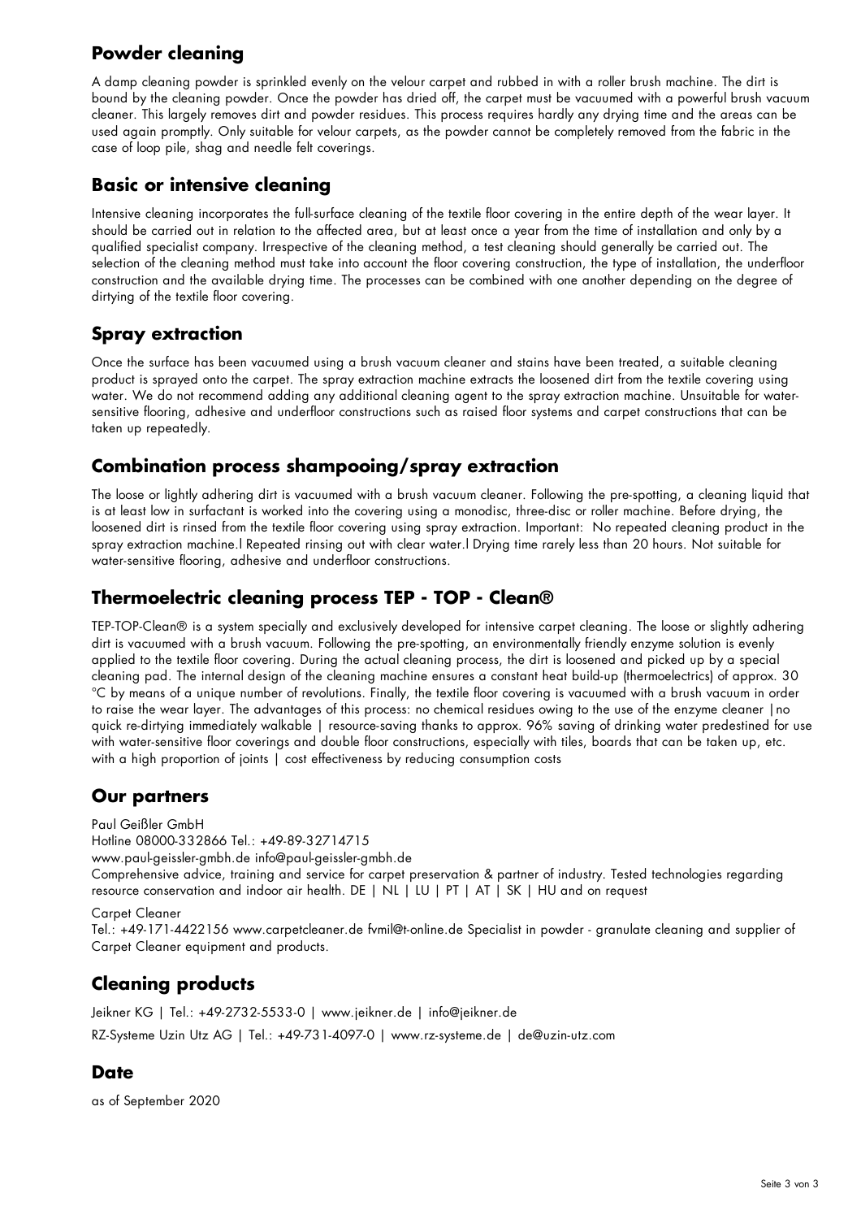## Powder cleaning

A damp cleaning powder is sprinkled evenly on the velour carpet and rubbed in with a roller brush machine. The dirt is bound by the cleaning powder. Once the powder has dried off, the carpet must be vacuumed with a powerful brush vacuum cleaner. This largely removes dirt and powder residues. This process requires hardly any drying time and the areas can be used again promptly. Only suitable for velour carpets, as the powder cannot be completely removed from the fabric in the case of loop pile, shag and needle felt coverings.

## Basic or intensive cleaning

Intensive cleaning incorporates the full-surface cleaning of the textile floor covering in the entire depth of the wear layer. It should be carried out in relation to the affected area, but at least once a year from the time of installation and only by a qualified specialist company. Irrespective of the cleaning method, a test cleaning should generally be carried out. The selection of the cleaning method must take into account the floor covering construction, the type of installation, the underfloor construction and the available drying time. The processes can be combined with one another depending on the degree of dirtying of the textile floor covering.

## Spray extraction

Once the surface has been vacuumed using a brush vacuum cleaner and stains have been treated, a suitable cleaning product is sprayed onto the carpet. The spray extraction machine extracts the loosened dirt from the textile covering using water. We do not recommend adding any additional cleaning agent to the spray extraction machine. Unsuitable for water-sensitive flooring, adhesive and underfloor constructions such as raised floor systems and carpet constructions that can be taken up repeatedly.

## Combination process shampooing/spray extraction

The loose or lightly adhering dirt is vacuumed with a brush vacuum cleaner. Following the pre-spotting, a cleaning liquid that is at least low in surfactant is worked into the covering using a monodisc, three-disc or roller machine. Before drying, the loosened dirt is rinsed from the textile floor covering using spray extraction. Important: No repeated cleaning product in the spray extraction machine.l Repeated rinsing out with clear water.l Drying time rarely less than 20 hours. Not suitable for water-sensitive flooring, adhesive and underfloor constructions.

## Thermoelectric cleaning process TEP - TOP - Clean®

TEP-TOP-Clean® is a system specially and exclusively developed for intensive carpet cleaning. The loose or slightly adhering dirt is vacuumed with a brush vacuum. Following the pre-spotting, an environmentally friendly enzyme solution is evenly applied to the textile floor covering. During the actual cleaning process, the dirt is loosened and picked up by a special cleaning pad. The internal design of the cleaning machine ensures a constant heat build-up (thermoelectrics) of approx. 30 °C by means of a unique number of revolutions. Finally, the textile floor covering is vacuumed with a brush vacuum in order to raise the wear layer. The advantages of this process: no chemical residues owing to the use of the enzyme cleaner |no quick re-dirtying immediately walkable | resource-saving thanks to approx. 96% saving of drinking water predestined for use with water-sensitive floor coverings and double floor constructions, especially with tiles, boards that can be taken up, etc. with a high proportion of joints | cost effectiveness by reducing consumption costs

## Our partners

Paul Geißler GmbH
Hotline 08000-332866 Tel.: +49-89-32714715
www.paul-geissler-gmbh.de info@paul-geissler-gmbh.de
Comprehensive advice, training and service for carpet preservation & partner of industry. Tested technologies regarding resource conservation and indoor air health. DE | NL | LU | PT | AT | SK | HU and on request

Carpet Cleaner
Tel.: +49-171-4422156 www.carpetcleaner.de fvmil@t-online.de Specialist in powder - granulate cleaning and supplier of Carpet Cleaner equipment and products.

## Cleaning products

Jeikner KG | Tel.: +49-2732-5533-0 | www.jeikner.de | info@jeikner.de

RZ-Systeme Uzin Utz AG | Tel.: +49-731-4097-0 | www.rz-systeme.de | de@uzin-utz.com

## Date

as of September 2020